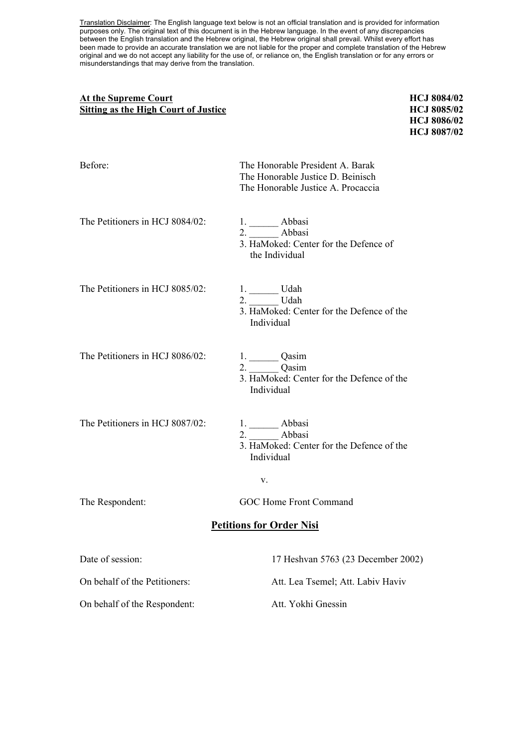Translation Disclaimer: The English language text below is not an official translation and is provided for information purposes only. The original text of this document is in the Hebrew language. In the event of any discrepancies between the English translation and the Hebrew original, the Hebrew original shall prevail. Whilst every effort has been made to provide an accurate translation we are not liable for the proper and complete translation of the Hebrew original and we do not accept any liability for the use of, or reliance on, the English translation or for any errors or misunderstandings that may derive from the translation.

**At the Supreme Court**
**Sitting as the High Court of Justice**

**HCJ 8084/02**
**HCJ 8085/02**
**HCJ 8086/02**
**HCJ 8087/02**

Before: The Honorable President A. Barak
The Honorable Justice D. Beinisch
The Honorable Justice A. Procaccia

The Petitioners in HCJ 8084/02:
1. ______ Abbasi
2. ______ Abbasi
3. HaMoked: Center for the Defence of the Individual

The Petitioners in HCJ 8085/02:
1. ______ Udah
2. ______ Udah
3. HaMoked: Center for the Defence of the Individual

The Petitioners in HCJ 8086/02:
1. ______ Qasim
2. ______ Qasim
3. HaMoked: Center for the Defence of the Individual

The Petitioners in HCJ 8087/02:
1. ______ Abbasi
2. ______ Abbasi
3. HaMoked: Center for the Defence of the Individual

v.

The Respondent: GOC Home Front Command

## Petitions for Order Nisi

Date of session: 17 Heshvan 5763 (23 December 2002)

On behalf of the Petitioners: Att. Lea Tsemel; Att. Labiv Haviv

On behalf of the Respondent: Att. Yokhi Gnessin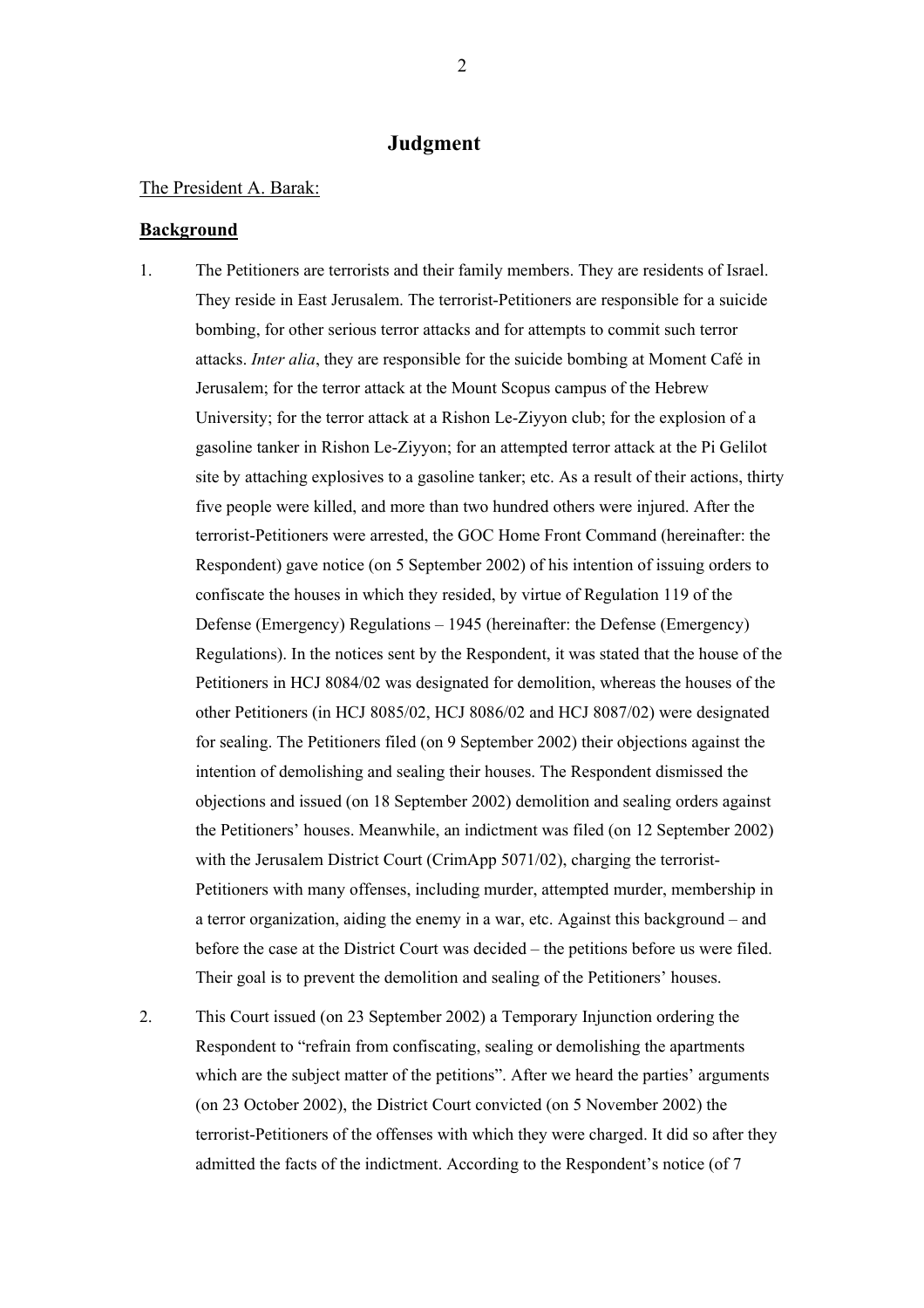# Judgment

The President A. Barak:

**Background**

1. The Petitioners are terrorists and their family members. They are residents of Israel. They reside in East Jerusalem. The terrorist-Petitioners are responsible for a suicide bombing, for other serious terror attacks and for attempts to commit such terror attacks. *Inter alia*, they are responsible for the suicide bombing at Moment Café in Jerusalem; for the terror attack at the Mount Scopus campus of the Hebrew University; for the terror attack at a Rishon Le-Ziyyon club; for the explosion of a gasoline tanker in Rishon Le-Ziyyon; for an attempted terror attack at the Pi Gelilot site by attaching explosives to a gasoline tanker; etc. As a result of their actions, thirty five people were killed, and more than two hundred others were injured. After the terrorist-Petitioners were arrested, the GOC Home Front Command (hereinafter: the Respondent) gave notice (on 5 September 2002) of his intention of issuing orders to confiscate the houses in which they resided, by virtue of Regulation 119 of the Defense (Emergency) Regulations – 1945 (hereinafter: the Defense (Emergency) Regulations). In the notices sent by the Respondent, it was stated that the house of the Petitioners in HCJ 8084/02 was designated for demolition, whereas the houses of the other Petitioners (in HCJ 8085/02, HCJ 8086/02 and HCJ 8087/02) were designated for sealing. The Petitioners filed (on 9 September 2002) their objections against the intention of demolishing and sealing their houses. The Respondent dismissed the objections and issued (on 18 September 2002) demolition and sealing orders against the Petitioners' houses. Meanwhile, an indictment was filed (on 12 September 2002) with the Jerusalem District Court (CrimApp 5071/02), charging the terrorist-Petitioners with many offenses, including murder, attempted murder, membership in a terror organization, aiding the enemy in a war, etc. Against this background – and before the case at the District Court was decided – the petitions before us were filed. Their goal is to prevent the demolition and sealing of the Petitioners' houses.

2. This Court issued (on 23 September 2002) a Temporary Injunction ordering the Respondent to "refrain from confiscating, sealing or demolishing the apartments which are the subject matter of the petitions". After we heard the parties' arguments (on 23 October 2002), the District Court convicted (on 5 November 2002) the terrorist-Petitioners of the offenses with which they were charged. It did so after they admitted the facts of the indictment. According to the Respondent's notice (of 7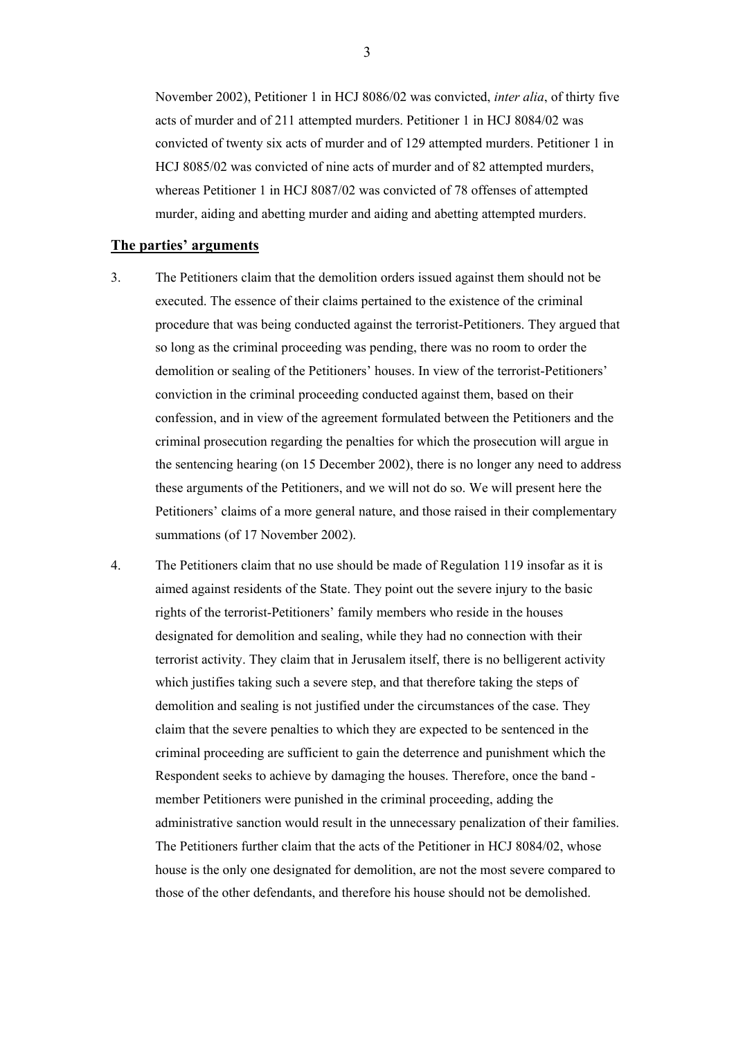November 2002), Petitioner 1 in HCJ 8086/02 was convicted, *inter alia*, of thirty five acts of murder and of 211 attempted murders. Petitioner 1 in HCJ 8084/02 was convicted of twenty six acts of murder and of 129 attempted murders. Petitioner 1 in HCJ 8085/02 was convicted of nine acts of murder and of 82 attempted murders, whereas Petitioner 1 in HCJ 8087/02 was convicted of 78 offenses of attempted murder, aiding and abetting murder and aiding and abetting attempted murders.

## The parties' arguments

3. The Petitioners claim that the demolition orders issued against them should not be executed. The essence of their claims pertained to the existence of the criminal procedure that was being conducted against the terrorist-Petitioners. They argued that so long as the criminal proceeding was pending, there was no room to order the demolition or sealing of the Petitioners' houses. In view of the terrorist-Petitioners' conviction in the criminal proceeding conducted against them, based on their confession, and in view of the agreement formulated between the Petitioners and the criminal prosecution regarding the penalties for which the prosecution will argue in the sentencing hearing (on 15 December 2002), there is no longer any need to address these arguments of the Petitioners, and we will not do so. We will present here the Petitioners' claims of a more general nature, and those raised in their complementary summations (of 17 November 2002).

4. The Petitioners claim that no use should be made of Regulation 119 insofar as it is aimed against residents of the State. They point out the severe injury to the basic rights of the terrorist-Petitioners' family members who reside in the houses designated for demolition and sealing, while they had no connection with their terrorist activity. They claim that in Jerusalem itself, there is no belligerent activity which justifies taking such a severe step, and that therefore taking the steps of demolition and sealing is not justified under the circumstances of the case. They claim that the severe penalties to which they are expected to be sentenced in the criminal proceeding are sufficient to gain the deterrence and punishment which the Respondent seeks to achieve by damaging the houses. Therefore, once the band - member Petitioners were punished in the criminal proceeding, adding the administrative sanction would result in the unnecessary penalization of their families. The Petitioners further claim that the acts of the Petitioner in HCJ 8084/02, whose house is the only one designated for demolition, are not the most severe compared to those of the other defendants, and therefore his house should not be demolished.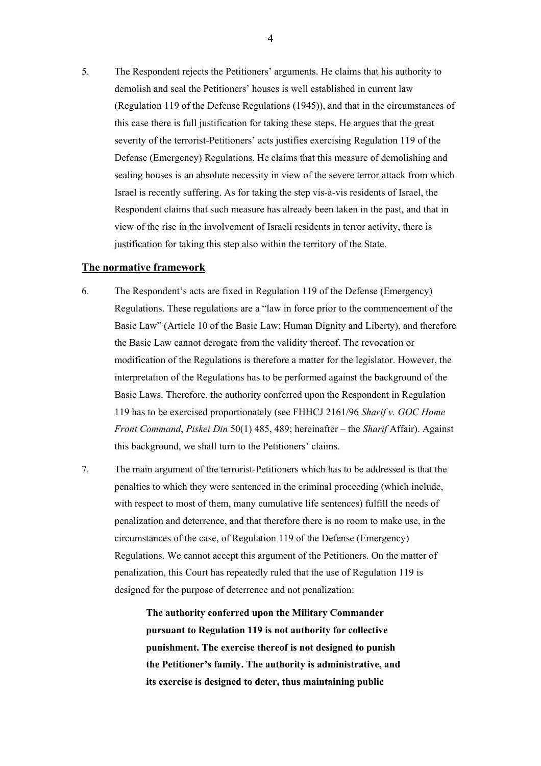5. The Respondent rejects the Petitioners' arguments. He claims that his authority to demolish and seal the Petitioners' houses is well established in current law (Regulation 119 of the Defense Regulations (1945)), and that in the circumstances of this case there is full justification for taking these steps. He argues that the great severity of the terrorist-Petitioners' acts justifies exercising Regulation 119 of the Defense (Emergency) Regulations. He claims that this measure of demolishing and sealing houses is an absolute necessity in view of the severe terror attack from which Israel is recently suffering. As for taking the step vis-à-vis residents of Israel, the Respondent claims that such measure has already been taken in the past, and that in view of the rise in the involvement of Israeli residents in terror activity, there is justification for taking this step also within the territory of the State.

## The normative framework

6. The Respondent's acts are fixed in Regulation 119 of the Defense (Emergency) Regulations. These regulations are a "law in force prior to the commencement of the Basic Law" (Article 10 of the Basic Law: Human Dignity and Liberty), and therefore the Basic Law cannot derogate from the validity thereof. The revocation or modification of the Regulations is therefore a matter for the legislator. However, the interpretation of the Regulations has to be performed against the background of the Basic Laws. Therefore, the authority conferred upon the Respondent in Regulation 119 has to be exercised proportionately (see FHHCJ 2161/96 *Sharif v. GOC Home Front Command*, *Piskei Din* 50(1) 485, 489; hereinafter – the *Sharif* Affair). Against this background, we shall turn to the Petitioners' claims.

7. The main argument of the terrorist-Petitioners which has to be addressed is that the penalties to which they were sentenced in the criminal proceeding (which include, with respect to most of them, many cumulative life sentences) fulfill the needs of penalization and deterrence, and that therefore there is no room to make use, in the circumstances of the case, of Regulation 119 of the Defense (Emergency) Regulations. We cannot accept this argument of the Petitioners. On the matter of penalization, this Court has repeatedly ruled that the use of Regulation 119 is designed for the purpose of deterrence and not penalization:

> **The authority conferred upon the Military Commander pursuant to Regulation 119 is not authority for collective punishment. The exercise thereof is not designed to punish the Petitioner's family. The authority is administrative, and its exercise is designed to deter, thus maintaining public**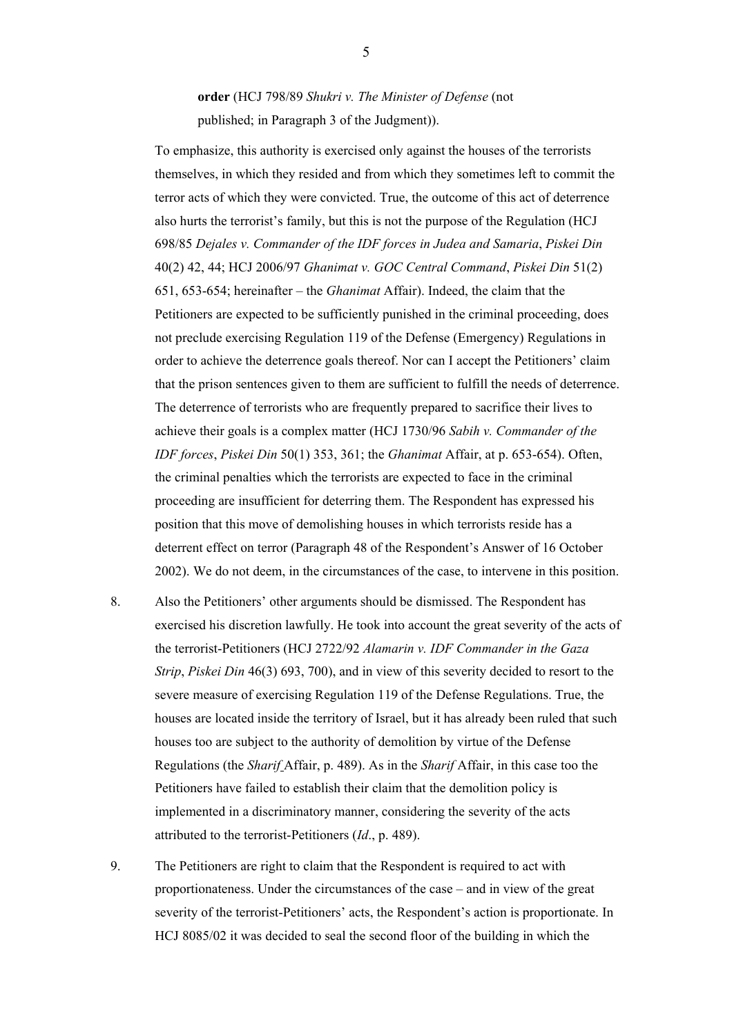**order** (HCJ 798/89 *Shukri v. The Minister of Defense* (not published; in Paragraph 3 of the Judgment)).

To emphasize, this authority is exercised only against the houses of the terrorists themselves, in which they resided and from which they sometimes left to commit the terror acts of which they were convicted. True, the outcome of this act of deterrence also hurts the terrorist's family, but this is not the purpose of the Regulation (HCJ 698/85 *Dejales v. Commander of the IDF forces in Judea and Samaria*, *Piskei Din* 40(2) 42, 44; HCJ 2006/97 *Ghanimat v. GOC Central Command*, *Piskei Din* 51(2) 651, 653-654; hereinafter – the *Ghanimat* Affair). Indeed, the claim that the Petitioners are expected to be sufficiently punished in the criminal proceeding, does not preclude exercising Regulation 119 of the Defense (Emergency) Regulations in order to achieve the deterrence goals thereof. Nor can I accept the Petitioners' claim that the prison sentences given to them are sufficient to fulfill the needs of deterrence. The deterrence of terrorists who are frequently prepared to sacrifice their lives to achieve their goals is a complex matter (HCJ 1730/96 *Sabih v. Commander of the IDF forces*, *Piskei Din* 50(1) 353, 361; the *Ghanimat* Affair, at p. 653-654). Often, the criminal penalties which the terrorists are expected to face in the criminal proceeding are insufficient for deterring them. The Respondent has expressed his position that this move of demolishing houses in which terrorists reside has a deterrent effect on terror (Paragraph 48 of the Respondent's Answer of 16 October 2002). We do not deem, in the circumstances of the case, to intervene in this position.

8. Also the Petitioners' other arguments should be dismissed. The Respondent has exercised his discretion lawfully. He took into account the great severity of the acts of the terrorist-Petitioners (HCJ 2722/92 *Alamarin v. IDF Commander in the Gaza Strip*, *Piskei Din* 46(3) 693, 700), and in view of this severity decided to resort to the severe measure of exercising Regulation 119 of the Defense Regulations. True, the houses are located inside the territory of Israel, but it has already been ruled that such houses too are subject to the authority of demolition by virtue of the Defense Regulations (the *Sharif* Affair, p. 489). As in the *Sharif* Affair, in this case too the Petitioners have failed to establish their claim that the demolition policy is implemented in a discriminatory manner, considering the severity of the acts attributed to the terrorist-Petitioners (*Id*., p. 489).

9. The Petitioners are right to claim that the Respondent is required to act with proportionateness. Under the circumstances of the case – and in view of the great severity of the terrorist-Petitioners' acts, the Respondent's action is proportionate. In HCJ 8085/02 it was decided to seal the second floor of the building in which the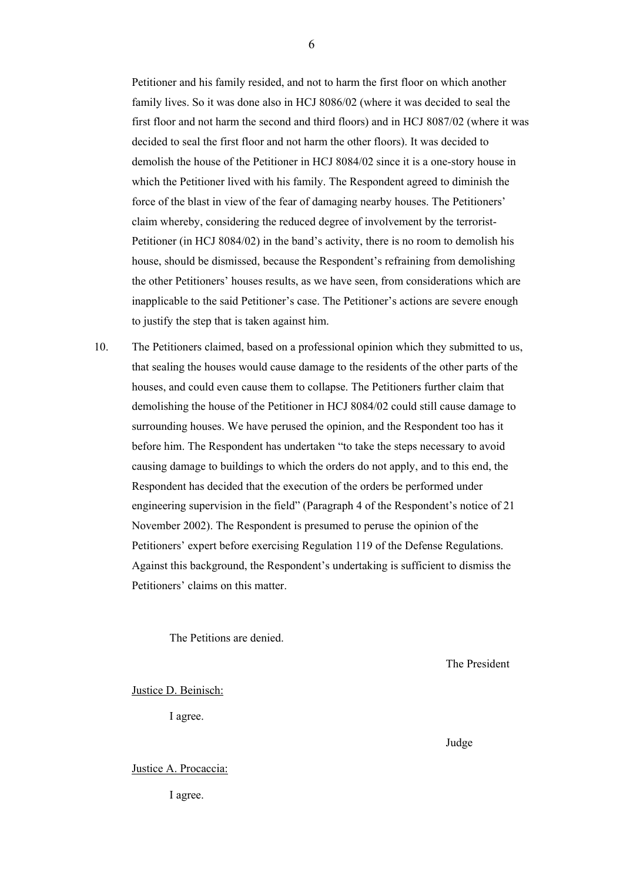Petitioner and his family resided, and not to harm the first floor on which another family lives. So it was done also in HCJ 8086/02 (where it was decided to seal the first floor and not harm the second and third floors) and in HCJ 8087/02 (where it was decided to seal the first floor and not harm the other floors). It was decided to demolish the house of the Petitioner in HCJ 8084/02 since it is a one-story house in which the Petitioner lived with his family. The Respondent agreed to diminish the force of the blast in view of the fear of damaging nearby houses. The Petitioners' claim whereby, considering the reduced degree of involvement by the terrorist-Petitioner (in HCJ 8084/02) in the band's activity, there is no room to demolish his house, should be dismissed, because the Respondent's refraining from demolishing the other Petitioners' houses results, as we have seen, from considerations which are inapplicable to the said Petitioner's case. The Petitioner's actions are severe enough to justify the step that is taken against him.

10. The Petitioners claimed, based on a professional opinion which they submitted to us, that sealing the houses would cause damage to the residents of the other parts of the houses, and could even cause them to collapse. The Petitioners further claim that demolishing the house of the Petitioner in HCJ 8084/02 could still cause damage to surrounding houses. We have perused the opinion, and the Respondent too has it before him. The Respondent has undertaken "to take the steps necessary to avoid causing damage to buildings to which the orders do not apply, and to this end, the Respondent has decided that the execution of the orders be performed under engineering supervision in the field" (Paragraph 4 of the Respondent's notice of 21 November 2002). The Respondent is presumed to peruse the opinion of the Petitioners' expert before exercising Regulation 119 of the Defense Regulations. Against this background, the Respondent's undertaking is sufficient to dismiss the Petitioners' claims on this matter.

The Petitions are denied.

The President

Justice D. Beinisch:

I agree.

Judge

Justice A. Procaccia:

I agree.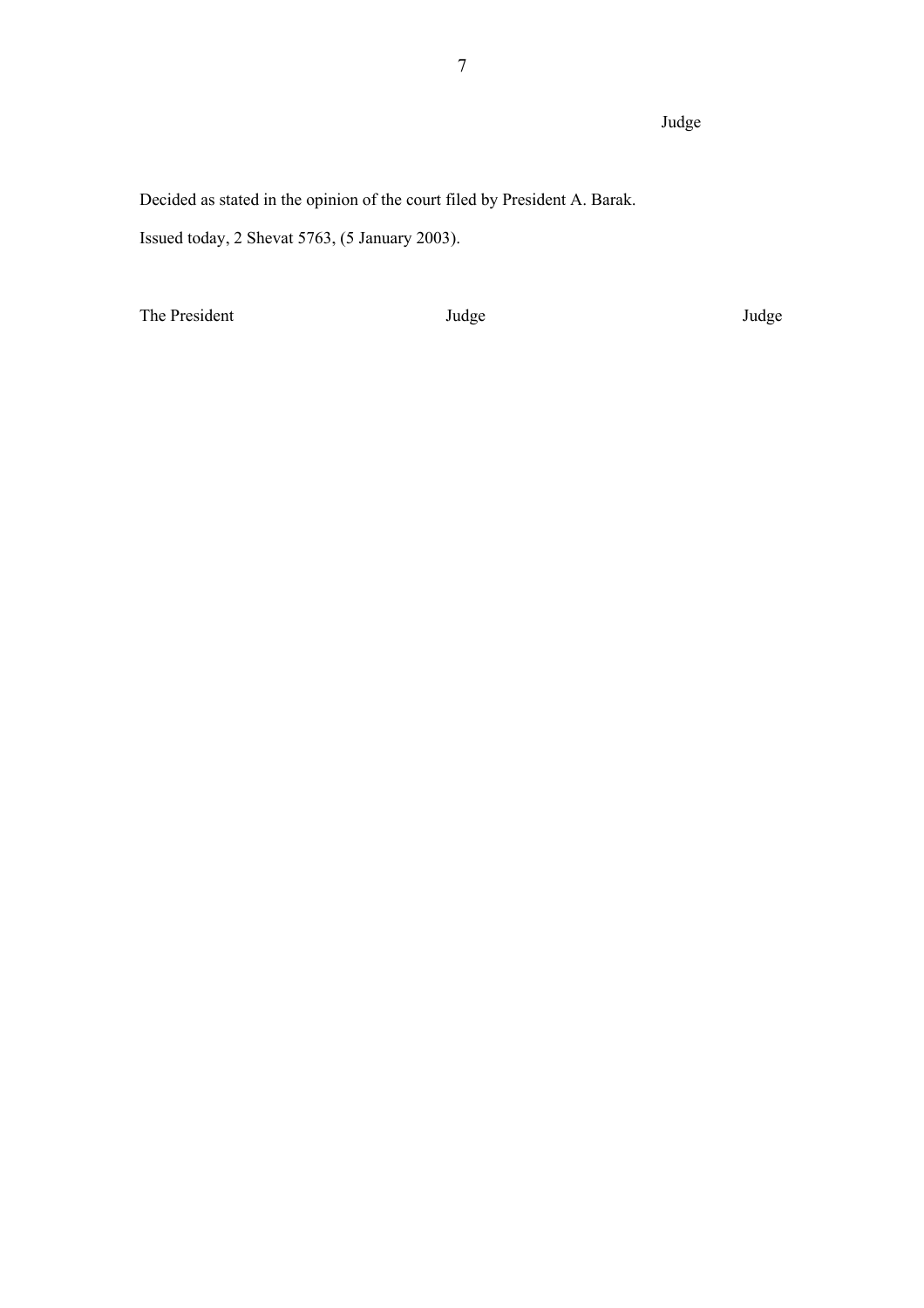Judge

Decided as stated in the opinion of the court filed by President A. Barak.

Issued today, 2 Shevat 5763, (5 January 2003).

The President Judge Judge